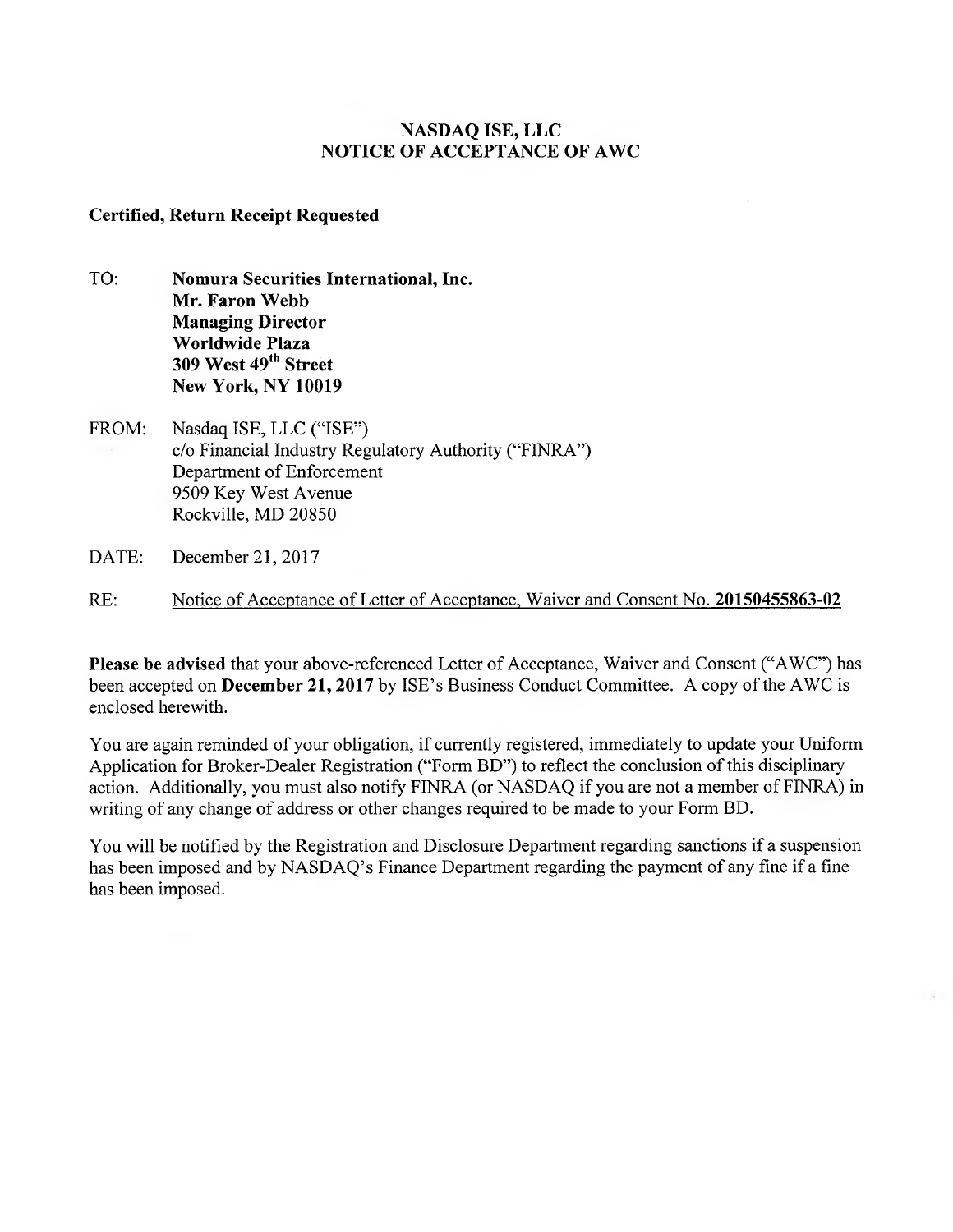# NASDAQ ISE, LLC
# NOTICE OF ACCEPTANCE OF AWC

**Certified, Return Receipt Requested**

TO: **Nomura Securities International, Inc.**
**Mr. Faron Webb**
**Managing Director**
**Worldwide Plaza**
**309 West 49th Street**
**New York, NY 10019**

FROM: Nasdaq ISE, LLC ("ISE")
c/o Financial Industry Regulatory Authority ("FINRA")
Department of Enforcement
9509 Key West Avenue
Rockville, MD 20850

DATE: December 21, 2017

RE: Notice of Acceptance of Letter of Acceptance, Waiver and Consent No. **20150455863-02**

**Please be advised** that your above-referenced Letter of Acceptance, Waiver and Consent ("AWC") has been accepted on **December 21, 2017** by ISE's Business Conduct Committee. A copy of the AWC is enclosed herewith.

You are again reminded of your obligation, if currently registered, immediately to update your Uniform Application for Broker-Dealer Registration ("Form BD") to reflect the conclusion of this disciplinary action. Additionally, you must also notify FINRA (or NASDAQ if you are not a member of FINRA) in writing of any change of address or other changes required to be made to your Form BD.

You will be notified by the Registration and Disclosure Department regarding sanctions if a suspension has been imposed and by NASDAQ's Finance Department regarding the payment of any fine if a fine has been imposed.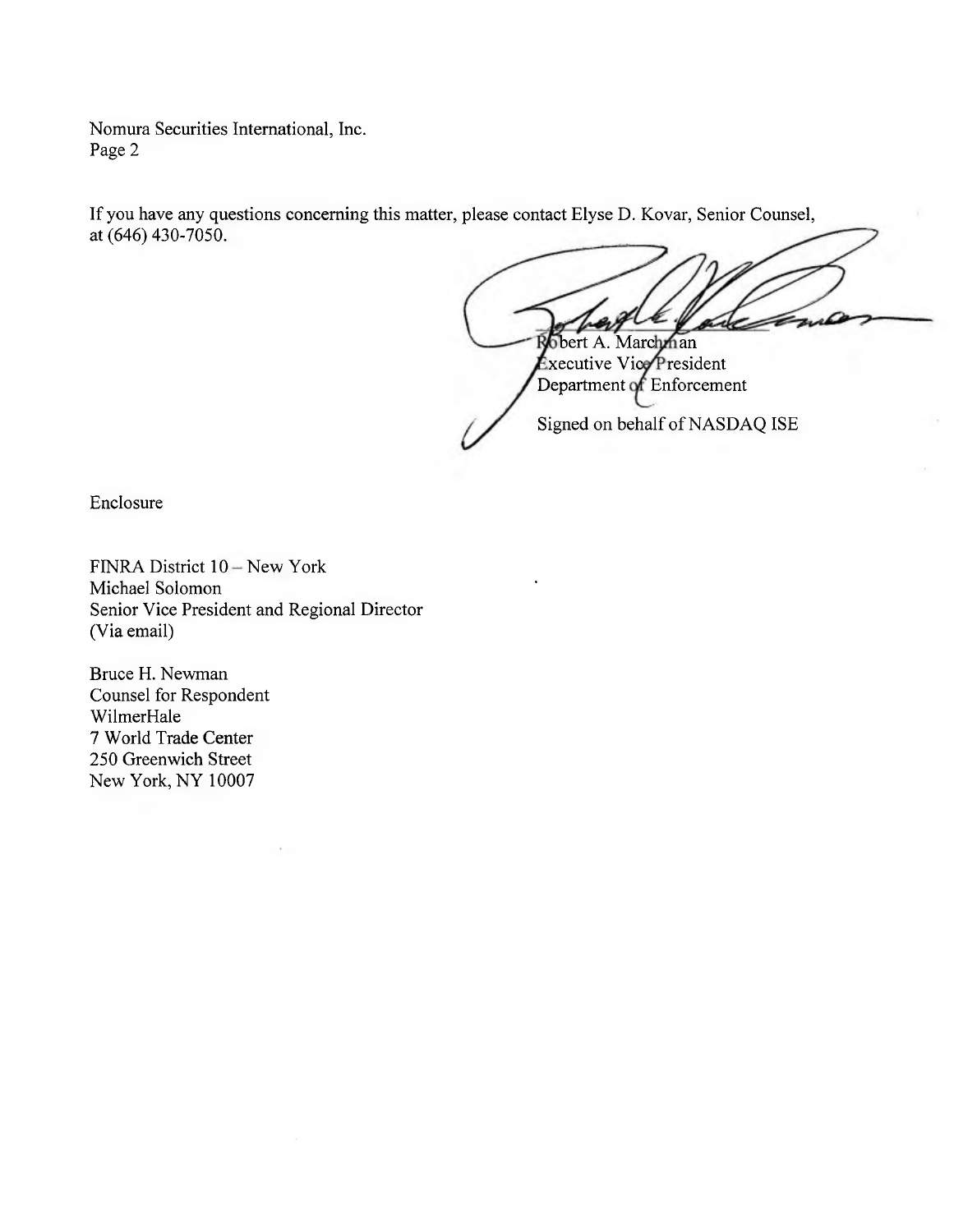Nomura Securities International, Inc.
Page 2

If you have any questions concerning this matter, please contact Elyse D. Kovar, Senior Counsel, at (646) 430-7050.

Robert A. Marchman
Executive Vice President
Department of Enforcement

Signed on behalf of NASDAQ ISE

Enclosure

FINRA District 10 – New York
Michael Solomon
Senior Vice President and Regional Director
(Via email)

Bruce H. Newman
Counsel for Respondent
WilmerHale
7 World Trade Center
250 Greenwich Street
New York, NY 10007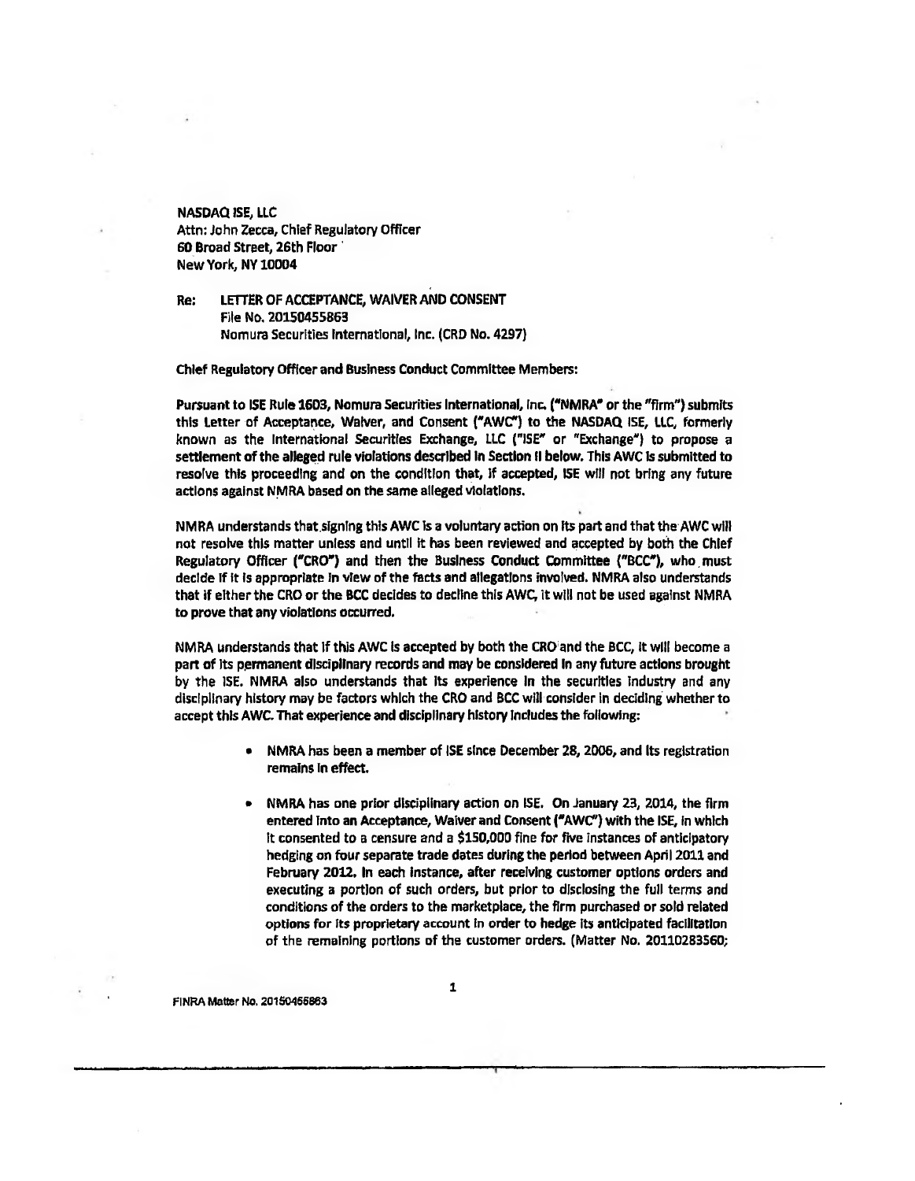NASDAQ ISE, LLC
Attn: John Zecca, Chief Regulatory Officer
60 Broad Street, 26th Floor
New York, NY 10004

Re: LETTER OF ACCEPTANCE, WAIVER AND CONSENT
File No. 20150455863
Nomura Securities International, Inc. (CRD No. 4297)

Chief Regulatory Officer and Business Conduct Committee Members:

Pursuant to ISE Rule 1603, Nomura Securities International, Inc. ("NMRA" or the "firm") submits this Letter of Acceptance, Waiver, and Consent ("AWC") to the NASDAQ ISE, LLC, formerly known as the International Securities Exchange, LLC ("ISE" or "Exchange") to propose a settlement of the alleged rule violations described in Section II below. This AWC is submitted to resolve this proceeding and on the condition that, if accepted, ISE will not bring any future actions against NMRA based on the same alleged violations.

NMRA understands that signing this AWC is a voluntary action on its part and that the AWC will not resolve this matter unless and until it has been reviewed and accepted by both the Chief Regulatory Officer ("CRO") and then the Business Conduct Committee ("BCC"), who must decide if it is appropriate in view of the facts and allegations involved. NMRA also understands that if either the CRO or the BCC decides to decline this AWC, it will not be used against NMRA to prove that any violations occurred.

NMRA understands that if this AWC is accepted by both the CRO and the BCC, it will become a part of its permanent disciplinary records and may be considered in any future actions brought by the ISE. NMRA also understands that its experience in the securities industry and any disciplinary history may be factors which the CRO and BCC will consider in deciding whether to accept this AWC. That experience and disciplinary history includes the following:

- NMRA has been a member of ISE since December 28, 2006, and its registration remains in effect.
- NMRA has one prior disciplinary action on ISE. On January 23, 2014, the firm entered into an Acceptance, Waiver and Consent ("AWC") with the ISE, in which it consented to a censure and a $150,000 fine for five instances of anticipatory hedging on four separate trade dates during the period between April 2011 and February 2012. In each instance, after receiving customer options orders and executing a portion of such orders, but prior to disclosing the full terms and conditions of the orders to the marketplace, the firm purchased or sold related options for its proprietary account in order to hedge its anticipated facilitation of the remaining portions of the customer orders. (Matter No. 20110283560;

FINRA Matter No. 20150455863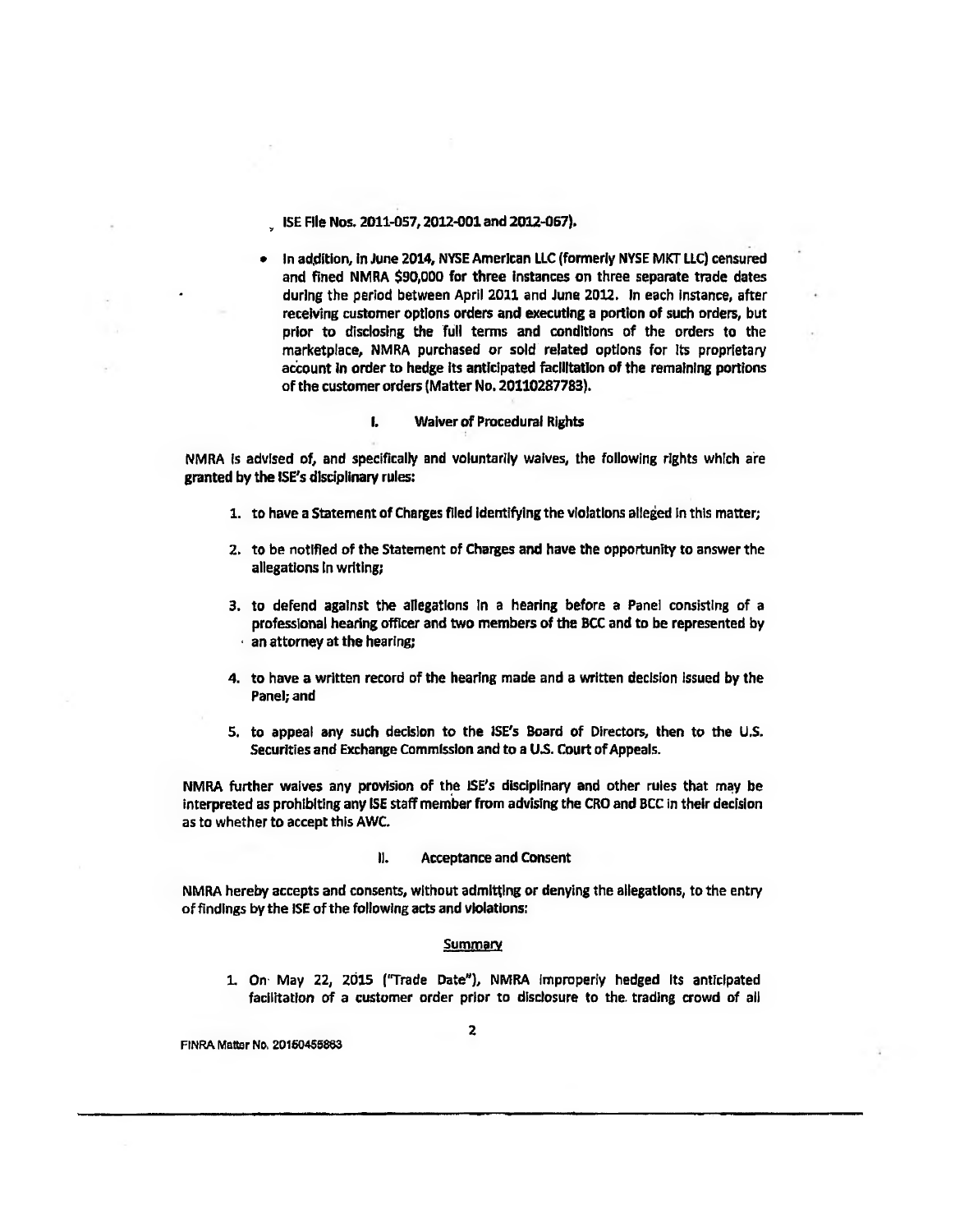ISE File Nos. 2011-057, 2012-001 and 2012-067).

- In addition, in June 2014, NYSE American LLC (formerly NYSE MKT LLC) censured and fined NMRA $90,000 for three instances on three separate trade dates during the period between April 2011 and June 2012. In each instance, after receiving customer options orders and executing a portion of such orders, but prior to disclosing the full terms and conditions of the orders to the marketplace, NMRA purchased or sold related options for its proprietary account in order to hedge its anticipated facilitation of the remaining portions of the customer orders (Matter No. 20110287783).

## I. Waiver of Procedural Rights

NMRA is advised of, and specifically and voluntarily waives, the following rights which are granted by the ISE's disciplinary rules:

1. to have a Statement of Charges filed identifying the violations alleged in this matter;
2. to be notified of the Statement of Charges and have the opportunity to answer the allegations in writing;
3. to defend against the allegations in a hearing before a Panel consisting of a professional hearing officer and two members of the BCC and to be represented by an attorney at the hearing;
4. to have a written record of the hearing made and a written decision issued by the Panel; and
5. to appeal any such decision to the ISE's Board of Directors, then to the U.S. Securities and Exchange Commission and to a U.S. Court of Appeals.

NMRA further waives any provision of the ISE's disciplinary and other rules that may be interpreted as prohibiting any ISE staff member from advising the CRO and BCC in their decision as to whether to accept this AWC.

## II. Acceptance and Consent

NMRA hereby accepts and consents, without admitting or denying the allegations, to the entry of findings by the ISE of the following acts and violations:

### Summary

1. On May 22, 2015 ("Trade Date"), NMRA improperly hedged its anticipated facilitation of a customer order prior to disclosure to the trading crowd of all

FINRA Matter No. 20150455883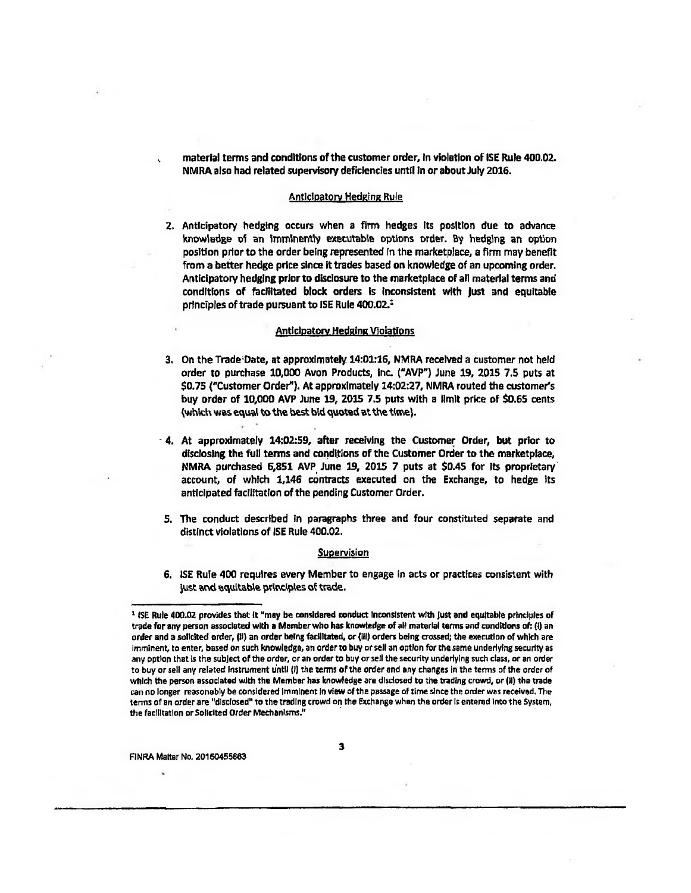material terms and conditions of the customer order, in violation of ISE Rule 400.02. NMRA also had related supervisory deficiencies until in or about July 2016.

## Anticipatory Hedging Rule

2. Anticipatory hedging occurs when a firm hedges its position due to advance knowledge of an imminently executable options order. By hedging an option position prior to the order being represented in the marketplace, a firm may benefit from a better hedge price since it trades based on knowledge of an upcoming order. Anticipatory hedging prior to disclosure to the marketplace of all material terms and conditions of facilitated block orders is inconsistent with just and equitable principles of trade pursuant to ISE Rule 400.02.[1]

## Anticipatory Hedging Violations

3. On the Trade Date, at approximately 14:01:16, NMRA received a customer not held order to purchase 10,000 Avon Products, Inc. ("AVP") June 19, 2015 7.5 puts at $0.75 ("Customer Order"). At approximately 14:02:27, NMRA routed the customer's buy order of 10,000 AVP June 19, 2015 7.5 puts with a limit price of $0.65 cents (which was equal to the best bid quoted at the time).

4. At approximately 14:02:59, after receiving the Customer Order, but prior to disclosing the full terms and conditions of the Customer Order to the marketplace, NMRA purchased 6,851 AVP June 19, 2015 7 puts at $0.45 for its proprietary account, of which 1,146 contracts executed on the Exchange, to hedge its anticipated facilitation of the pending Customer Order.

5. The conduct described in paragraphs three and four constituted separate and distinct violations of ISE Rule 400.02.

## Supervision

6. ISE Rule 400 requires every Member to engage in acts or practices consistent with just and equitable principles of trade.

---

[1] ISE Rule 400.02 provides that it "may be considered conduct inconsistent with just and equitable principles of trade for any person associated with a Member who has knowledge of all material terms and conditions of: (i) an order and a solicited order, (ii) an order being facilitated, or (iii) orders being crossed; the execution of which are imminent, to enter, based on such knowledge, an order to buy or sell an option for the same underlying security as any option that is the subject of the order, or an order to buy or sell the security underlying such class, or an order to buy or sell any related instrument until (i) the terms of the order and any changes in the terms of the order of which the person associated with the Member has knowledge are disclosed to the trading crowd, or (ii) the trade can no longer reasonably be considered imminent in view of the passage of time since the order was received. The terms of an order are "disclosed" to the trading crowd on the Exchange when the order is entered into the System, the facilitation or Solicited Order Mechanisms."

FINRA Matter No. 20150455863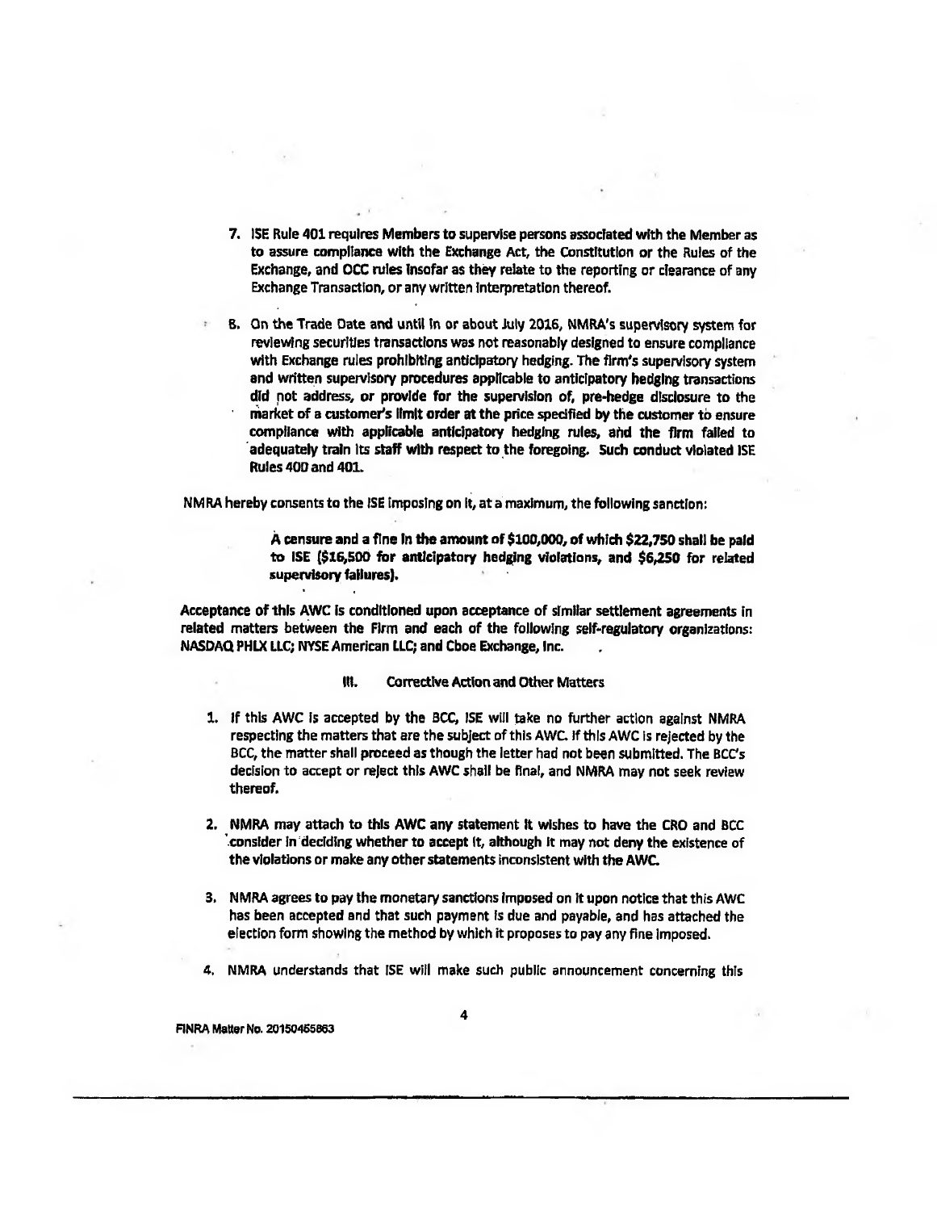7. ISE Rule 401 requires Members to supervise persons associated with the Member as to assure compliance with the Exchange Act, the Constitution or the Rules of the Exchange, and OCC rules insofar as they relate to the reporting or clearance of any Exchange Transaction, or any written interpretation thereof.

8. On the Trade Date and until in or about July 2016, NMRA's supervisory system for reviewing securities transactions was not reasonably designed to ensure compliance with Exchange rules prohibiting anticipatory hedging. The firm's supervisory system and written supervisory procedures applicable to anticipatory hedging transactions did not address, or provide for the supervision of, pre-hedge disclosure to the market of a customer's limit order at the price specified by the customer to ensure compliance with applicable anticipatory hedging rules, and the firm failed to adequately train its staff with respect to the foregoing. Such conduct violated ISE Rules 400 and 401.

NMRA hereby consents to the ISE imposing on it, at a maximum, the following sanction:

> **A censure and a fine in the amount of $100,000, of which $22,750 shall be paid to ISE ($16,500 for anticipatory hedging violations, and $6,250 for related supervisory failures).**

Acceptance of this AWC is conditioned upon acceptance of similar settlement agreements in related matters between the Firm and each of the following self-regulatory organizations: NASDAQ PHLX LLC; NYSE American LLC; and Cboe Exchange, Inc.

## III. Corrective Action and Other Matters

1. If this AWC is accepted by the BCC, ISE will take no further action against NMRA respecting the matters that are the subject of this AWC. If this AWC is rejected by the BCC, the matter shall proceed as though the letter had not been submitted. The BCC's decision to accept or reject this AWC shall be final, and NMRA may not seek review thereof.

2. NMRA may attach to this AWC any statement it wishes to have the CRO and BCC consider in deciding whether to accept it, although it may not deny the existence of the violations or make any other statements inconsistent with the AWC.

3. NMRA agrees to pay the monetary sanctions imposed on it upon notice that this AWC has been accepted and that such payment is due and payable, and has attached the election form showing the method by which it proposes to pay any fine imposed.

4. NMRA understands that ISE will make such public announcement concerning this

FINRA Matter No. 20150455863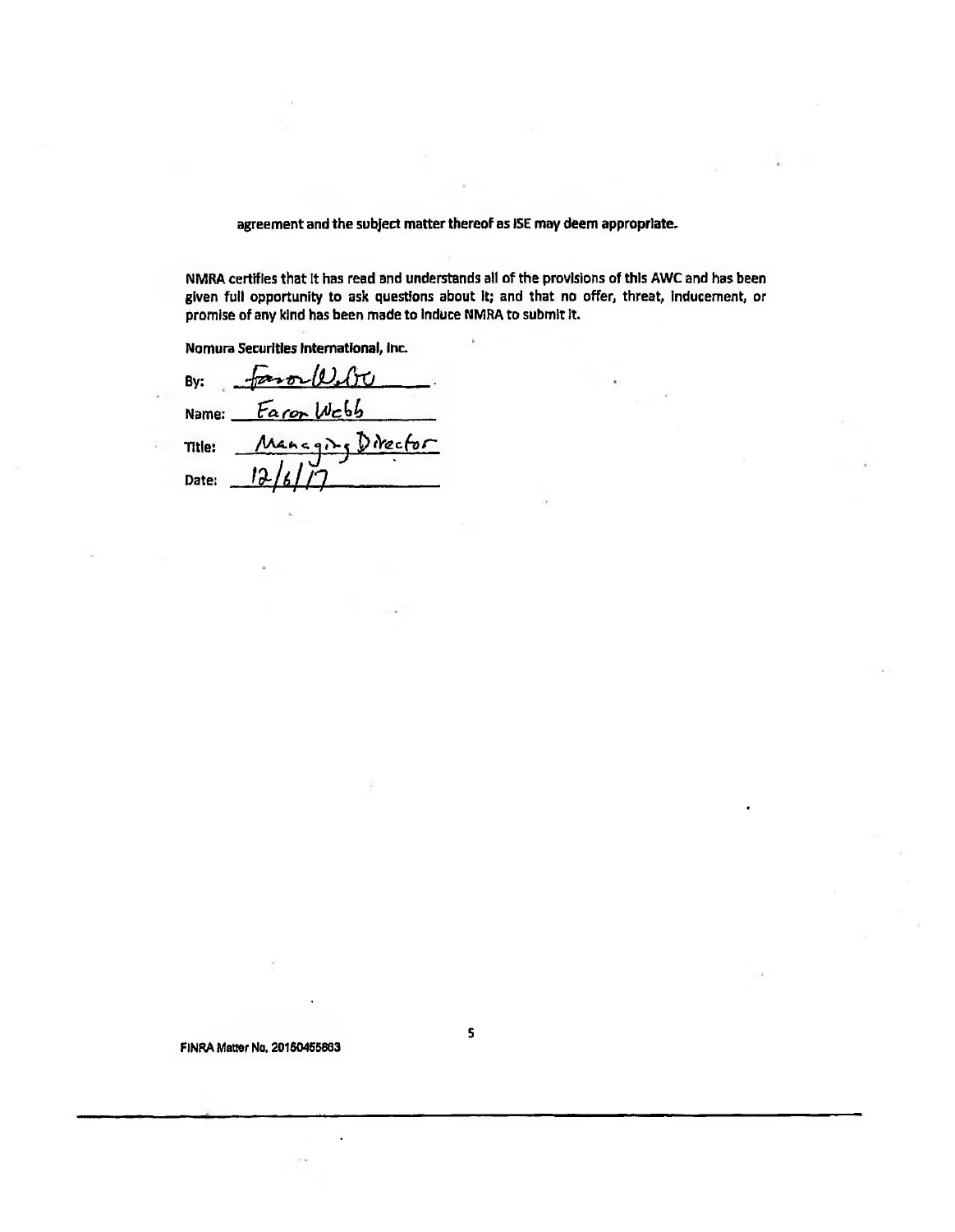agreement and the subject matter thereof as ISE may deem appropriate.

NMRA certifies that it has read and understands all of the provisions of this AWC and has been given full opportunity to ask questions about it; and that no offer, threat, inducement, or promise of any kind has been made to induce NMRA to submit it.

Nomura Securities International, Inc.

By: Faron Webb

Name: Faron Webb

Title: Managing Director

Date: 12/6/17

FINRA Matter No. 20150455863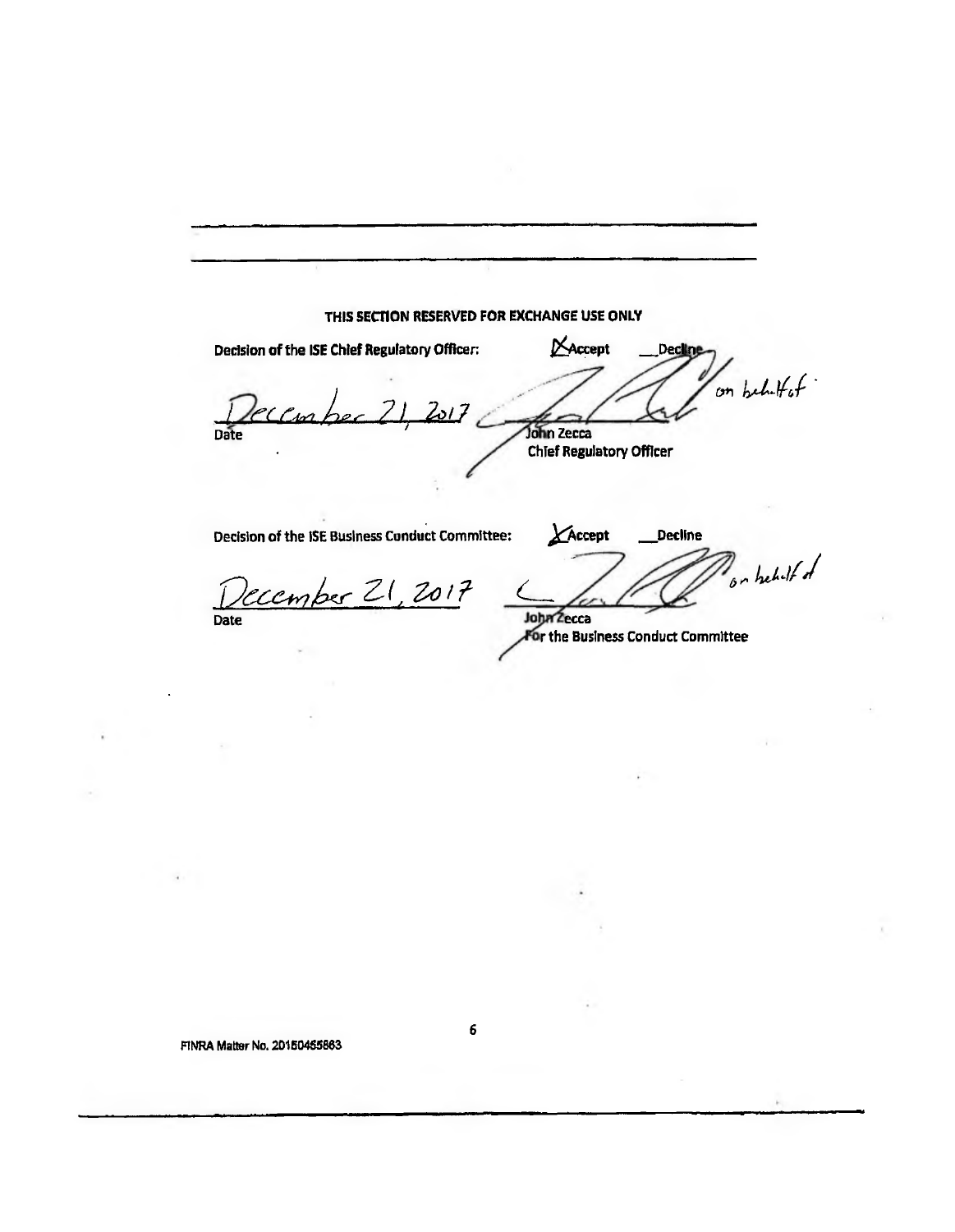---

---

**THIS SECTION RESERVED FOR EXCHANGE USE ONLY**

**Decision of the ISE Chief Regulatory Officer:** X **Accept** \_\_**Decline**

December 21, 2017
Date

on behalf of
John Zecca
**Chief Regulatory Officer**

**Decision of the ISE Business Conduct Committee:** X **Accept** \_\_**Decline**

December 21, 2017
Date

on behalf of
John Zecca
**For the Business Conduct Committee**

FINRA Matter No. 20150455863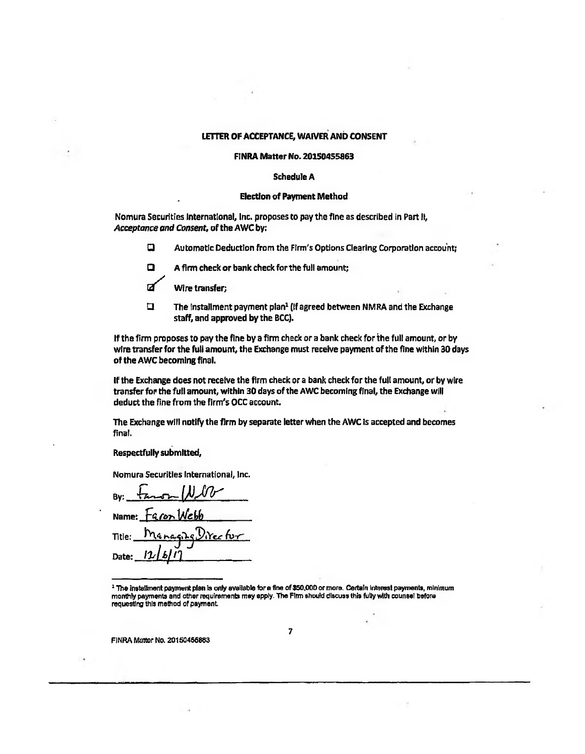**LETTER OF ACCEPTANCE, WAIVER AND CONSENT**

**FINRA Matter No. 20150455863**

**Schedule A**

**Election of Payment Method**

Nomura Securities International, Inc. proposes to pay the fine as described in Part II, *Acceptance and Consent*, of the AWC by:

- ☐ Automatic Deduction from the Firm's Options Clearing Corporation account;
- ☐ A firm check or bank check for the full amount;
- ☑ Wire transfer;
- ☐ The installment payment plan[1] (if agreed between NMRA and the Exchange staff, and approved by the BCC).

If the firm proposes to pay the fine by a firm check or a bank check for the full amount, or by wire transfer for the full amount, the Exchange must receive payment of the fine within 30 days of the AWC becoming final.

If the Exchange does not receive the firm check or a bank check for the full amount, or by wire transfer for the full amount, within 30 days of the AWC becoming final, the Exchange will deduct the fine from the firm's OCC account.

The Exchange will notify the firm by separate letter when the AWC is accepted and becomes final.

Respectfully submitted,

Nomura Securities International, Inc.

By: *[signature]*

Name: Faron Webb

Title: Managing Director

Date: 12/6/17

---

[1] The installment payment plan is only available for a fine of $50,000 or more. Certain interest payments, minimum monthly payments and other requirements may apply. The Firm should discuss this fully with counsel before requesting this method of payment.